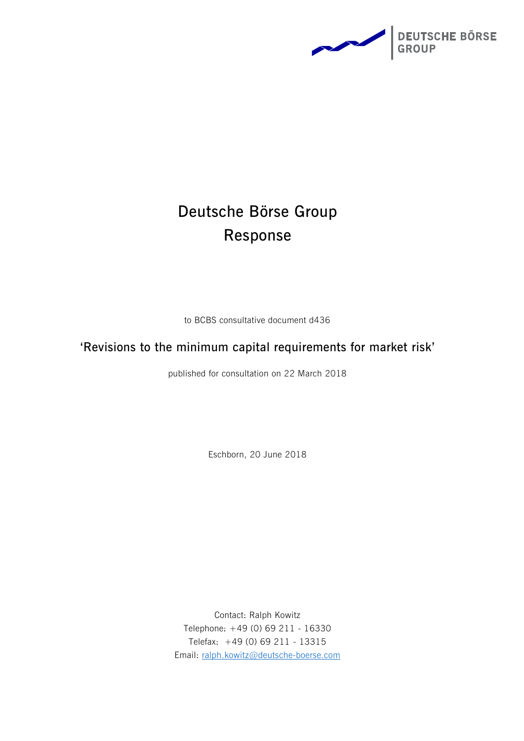DEUTSCHE BÖRSE GROUP

# Deutsche Börse Group Response

to BCBS consultative document d436

## 'Revisions to the minimum capital requirements for market risk'

published for consultation on 22 March 2018

Eschborn, 20 June 2018

Contact: Ralph Kowitz
Telephone: +49 (0) 69 211 - 16330
Telefax: +49 (0) 69 211 - 13315
Email: ralph.kowitz@deutsche-boerse.com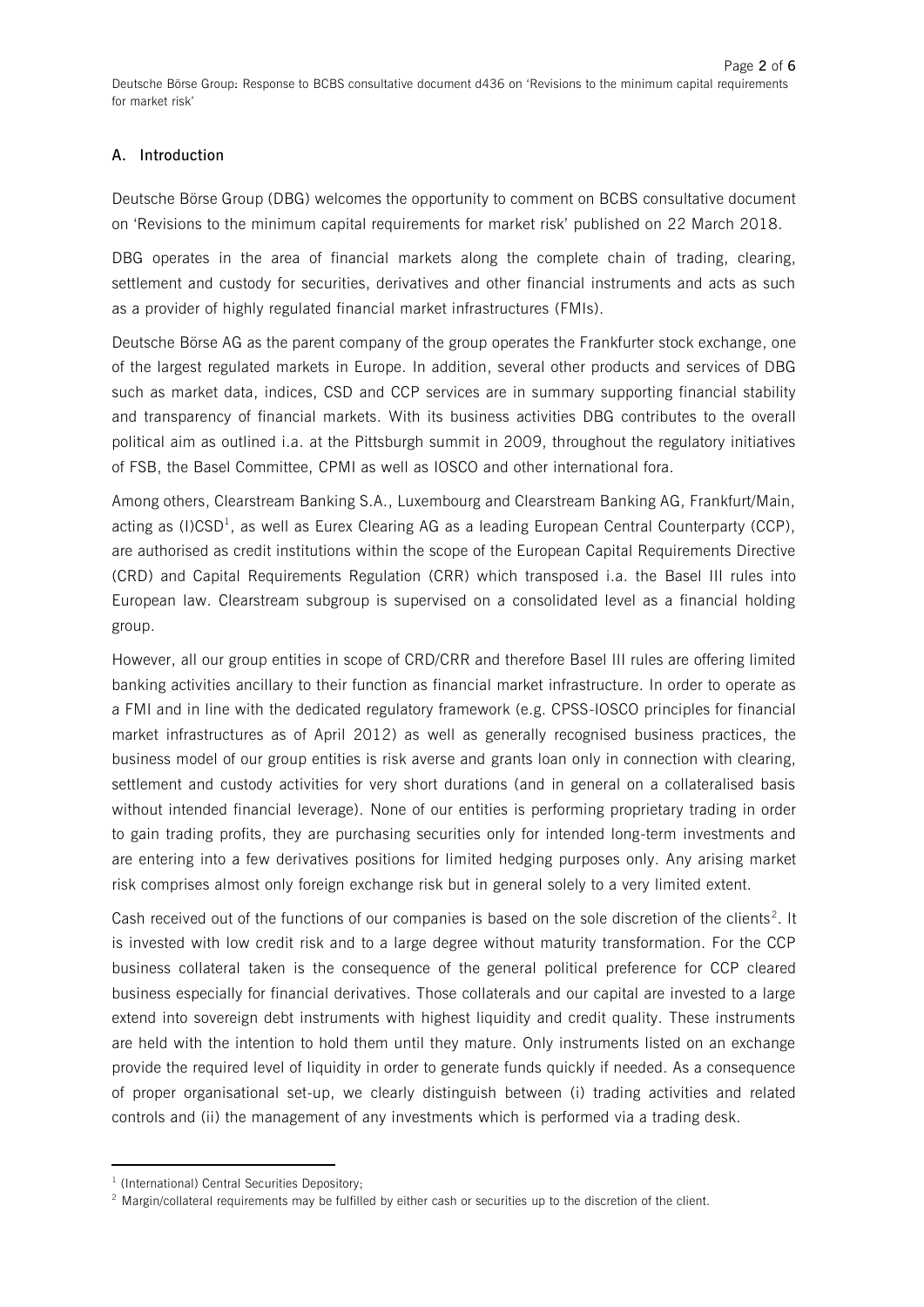## A. Introduction

Deutsche Börse Group (DBG) welcomes the opportunity to comment on BCBS consultative document on 'Revisions to the minimum capital requirements for market risk' published on 22 March 2018.

DBG operates in the area of financial markets along the complete chain of trading, clearing, settlement and custody for securities, derivatives and other financial instruments and acts as such as a provider of highly regulated financial market infrastructures (FMIs).

Deutsche Börse AG as the parent company of the group operates the Frankfurter stock exchange, one of the largest regulated markets in Europe. In addition, several other products and services of DBG such as market data, indices, CSD and CCP services are in summary supporting financial stability and transparency of financial markets. With its business activities DBG contributes to the overall political aim as outlined i.a. at the Pittsburgh summit in 2009, throughout the regulatory initiatives of FSB, the Basel Committee, CPMI as well as IOSCO and other international fora.

Among others, Clearstream Banking S.A., Luxembourg and Clearstream Banking AG, Frankfurt/Main, acting as (I)CSD[1], as well as Eurex Clearing AG as a leading European Central Counterparty (CCP), are authorised as credit institutions within the scope of the European Capital Requirements Directive (CRD) and Capital Requirements Regulation (CRR) which transposed i.a. the Basel III rules into European law. Clearstream subgroup is supervised on a consolidated level as a financial holding group.

However, all our group entities in scope of CRD/CRR and therefore Basel III rules are offering limited banking activities ancillary to their function as financial market infrastructure. In order to operate as a FMI and in line with the dedicated regulatory framework (e.g. CPSS-IOSCO principles for financial market infrastructures as of April 2012) as well as generally recognised business practices, the business model of our group entities is risk averse and grants loan only in connection with clearing, settlement and custody activities for very short durations (and in general on a collateralised basis without intended financial leverage). None of our entities is performing proprietary trading in order to gain trading profits, they are purchasing securities only for intended long-term investments and are entering into a few derivatives positions for limited hedging purposes only. Any arising market risk comprises almost only foreign exchange risk but in general solely to a very limited extent.

Cash received out of the functions of our companies is based on the sole discretion of the clients[2]. It is invested with low credit risk and to a large degree without maturity transformation. For the CCP business collateral taken is the consequence of the general political preference for CCP cleared business especially for financial derivatives. Those collaterals and our capital are invested to a large extend into sovereign debt instruments with highest liquidity and credit quality. These instruments are held with the intention to hold them until they mature. Only instruments listed on an exchange provide the required level of liquidity in order to generate funds quickly if needed. As a consequence of proper organisational set-up, we clearly distinguish between (i) trading activities and related controls and (ii) the management of any investments which is performed via a trading desk.

---

[1] (International) Central Securities Depository;

[2] Margin/collateral requirements may be fulfilled by either cash or securities up to the discretion of the client.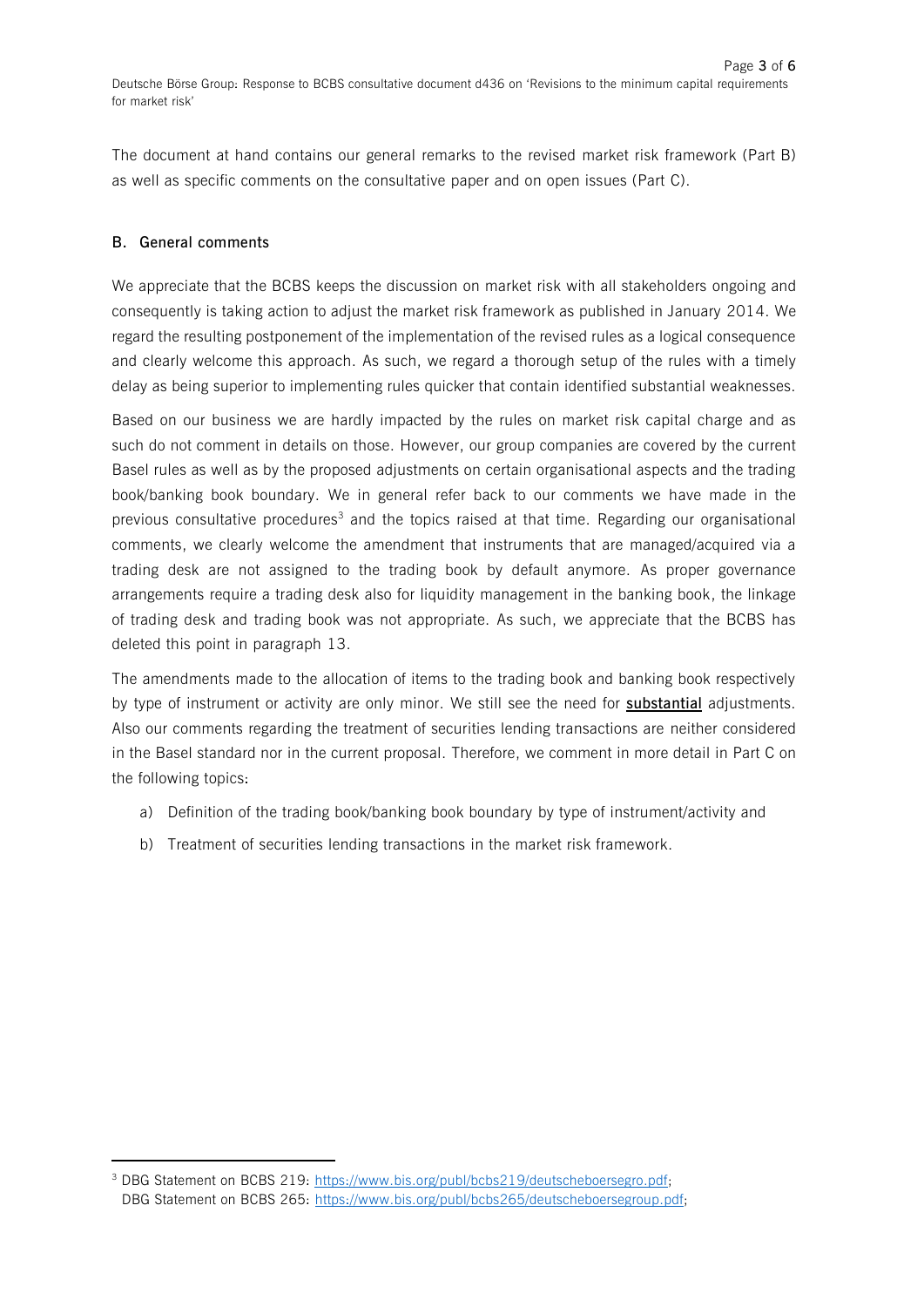The document at hand contains our general remarks to the revised market risk framework (Part B) as well as specific comments on the consultative paper and on open issues (Part C).

## B. General comments

We appreciate that the BCBS keeps the discussion on market risk with all stakeholders ongoing and consequently is taking action to adjust the market risk framework as published in January 2014. We regard the resulting postponement of the implementation of the revised rules as a logical consequence and clearly welcome this approach. As such, we regard a thorough setup of the rules with a timely delay as being superior to implementing rules quicker that contain identified substantial weaknesses.

Based on our business we are hardly impacted by the rules on market risk capital charge and as such do not comment in details on those. However, our group companies are covered by the current Basel rules as well as by the proposed adjustments on certain organisational aspects and the trading book/banking book boundary. We in general refer back to our comments we have made in the previous consultative procedures[3] and the topics raised at that time. Regarding our organisational comments, we clearly welcome the amendment that instruments that are managed/acquired via a trading desk are not assigned to the trading book by default anymore. As proper governance arrangements require a trading desk also for liquidity management in the banking book, the linkage of trading desk and trading book was not appropriate. As such, we appreciate that the BCBS has deleted this point in paragraph 13.

The amendments made to the allocation of items to the trading book and banking book respectively by type of instrument or activity are only minor. We still see the need for **substantial** adjustments. Also our comments regarding the treatment of securities lending transactions are neither considered in the Basel standard nor in the current proposal. Therefore, we comment in more detail in Part C on the following topics:

a) Definition of the trading book/banking book boundary by type of instrument/activity and

b) Treatment of securities lending transactions in the market risk framework.

---

[3] DBG Statement on BCBS 219: https://www.bis.org/publ/bcbs219/deutscheboersegro.pdf;
DBG Statement on BCBS 265: https://www.bis.org/publ/bcbs265/deutscheboersegroup.pdf;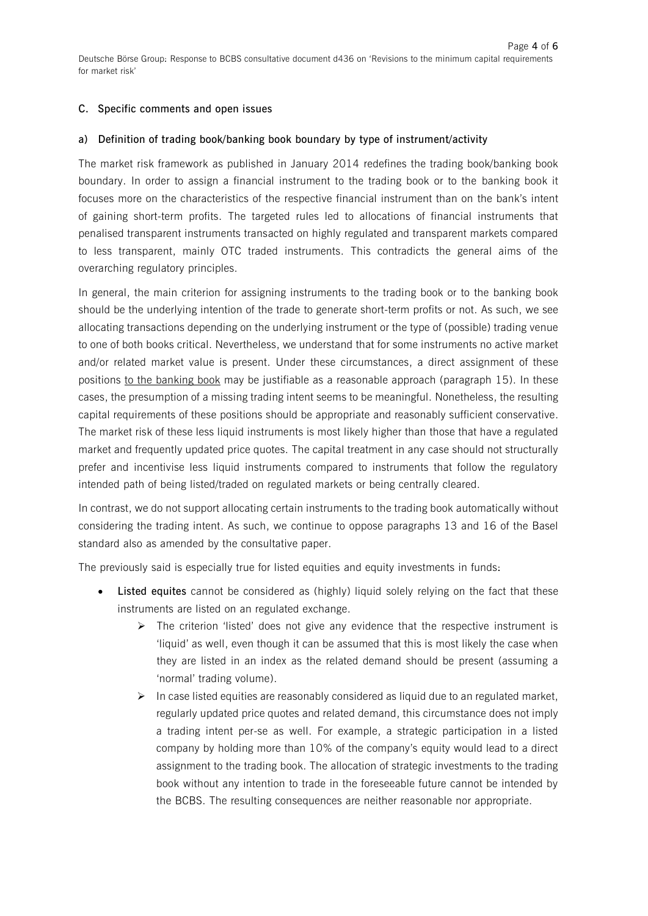## C. Specific comments and open issues

### a) Definition of trading book/banking book boundary by type of instrument/activity

The market risk framework as published in January 2014 redefines the trading book/banking book boundary. In order to assign a financial instrument to the trading book or to the banking book it focuses more on the characteristics of the respective financial instrument than on the bank's intent of gaining short-term profits. The targeted rules led to allocations of financial instruments that penalised transparent instruments transacted on highly regulated and transparent markets compared to less transparent, mainly OTC traded instruments. This contradicts the general aims of the overarching regulatory principles.

In general, the main criterion for assigning instruments to the trading book or to the banking book should be the underlying intention of the trade to generate short-term profits or not. As such, we see allocating transactions depending on the underlying instrument or the type of (possible) trading venue to one of both books critical. Nevertheless, we understand that for some instruments no active market and/or related market value is present. Under these circumstances, a direct assignment of these positions to the banking book may be justifiable as a reasonable approach (paragraph 15). In these cases, the presumption of a missing trading intent seems to be meaningful. Nonetheless, the resulting capital requirements of these positions should be appropriate and reasonably sufficient conservative. The market risk of these less liquid instruments is most likely higher than those that have a regulated market and frequently updated price quotes. The capital treatment in any case should not structurally prefer and incentivise less liquid instruments compared to instruments that follow the regulatory intended path of being listed/traded on regulated markets or being centrally cleared.

In contrast, we do not support allocating certain instruments to the trading book automatically without considering the trading intent. As such, we continue to oppose paragraphs 13 and 16 of the Basel standard also as amended by the consultative paper.

The previously said is especially true for listed equities and equity investments in funds:

- **Listed equites** cannot be considered as (highly) liquid solely relying on the fact that these instruments are listed on an regulated exchange.
  - The criterion 'listed' does not give any evidence that the respective instrument is 'liquid' as well, even though it can be assumed that this is most likely the case when they are listed in an index as the related demand should be present (assuming a 'normal' trading volume).
  - In case listed equities are reasonably considered as liquid due to an regulated market, regularly updated price quotes and related demand, this circumstance does not imply a trading intent per-se as well. For example, a strategic participation in a listed company by holding more than 10% of the company's equity would lead to a direct assignment to the trading book. The allocation of strategic investments to the trading book without any intention to trade in the foreseeable future cannot be intended by the BCBS. The resulting consequences are neither reasonable nor appropriate.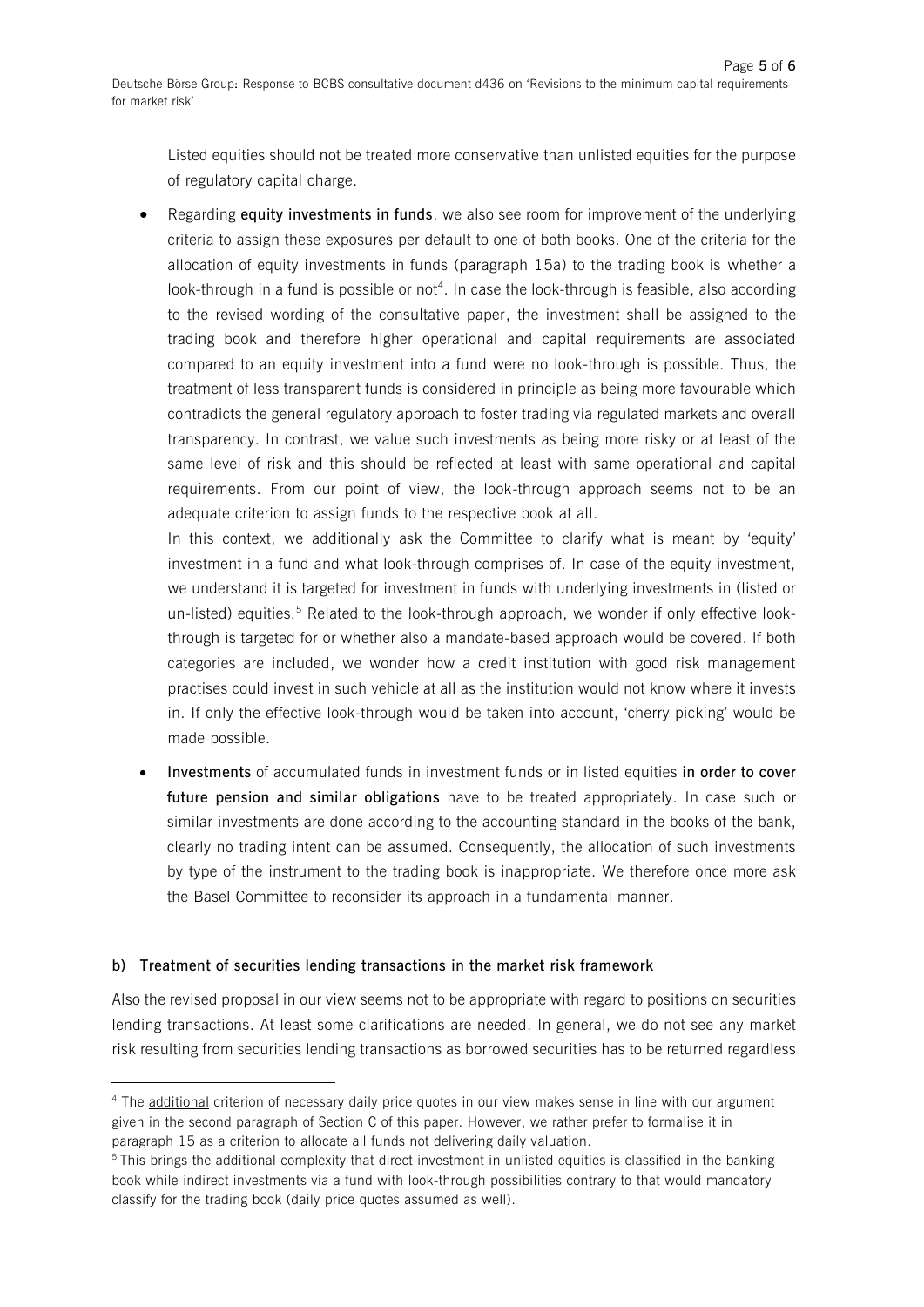Listed equities should not be treated more conservative than unlisted equities for the purpose of regulatory capital charge.

- Regarding **equity investments in funds**, we also see room for improvement of the underlying criteria to assign these exposures per default to one of both books. One of the criteria for the allocation of equity investments in funds (paragraph 15a) to the trading book is whether a look-through in a fund is possible or not[4]. In case the look-through is feasible, also according to the revised wording of the consultative paper, the investment shall be assigned to the trading book and therefore higher operational and capital requirements are associated compared to an equity investment into a fund were no look-through is possible. Thus, the treatment of less transparent funds is considered in principle as being more favourable which contradicts the general regulatory approach to foster trading via regulated markets and overall transparency. In contrast, we value such investments as being more risky or at least of the same level of risk and this should be reflected at least with same operational and capital requirements. From our point of view, the look-through approach seems not to be an adequate criterion to assign funds to the respective book at all.

  In this context, we additionally ask the Committee to clarify what is meant by 'equity' investment in a fund and what look-through comprises of. In case of the equity investment, we understand it is targeted for investment in funds with underlying investments in (listed or un-listed) equities.[5] Related to the look-through approach, we wonder if only effective look-through is targeted for or whether also a mandate-based approach would be covered. If both categories are included, we wonder how a credit institution with good risk management practises could invest in such vehicle at all as the institution would not know where it invests in. If only the effective look-through would be taken into account, 'cherry picking' would be made possible.

- **Investments** of accumulated funds in investment funds or in listed equities **in order to cover future pension and similar obligations** have to be treated appropriately. In case such or similar investments are done according to the accounting standard in the books of the bank, clearly no trading intent can be assumed. Consequently, the allocation of such investments by type of the instrument to the trading book is inappropriate. We therefore once more ask the Basel Committee to reconsider its approach in a fundamental manner.

**b) Treatment of securities lending transactions in the market risk framework**

Also the revised proposal in our view seems not to be appropriate with regard to positions on securities lending transactions. At least some clarifications are needed. In general, we do not see any market risk resulting from securities lending transactions as borrowed securities has to be returned regardless

---

[4] The additional criterion of necessary daily price quotes in our view makes sense in line with our argument given in the second paragraph of Section C of this paper. However, we rather prefer to formalise it in paragraph 15 as a criterion to allocate all funds not delivering daily valuation.

[5] This brings the additional complexity that direct investment in unlisted equities is classified in the banking book while indirect investments via a fund with look-through possibilities contrary to that would mandatory classify for the trading book (daily price quotes assumed as well).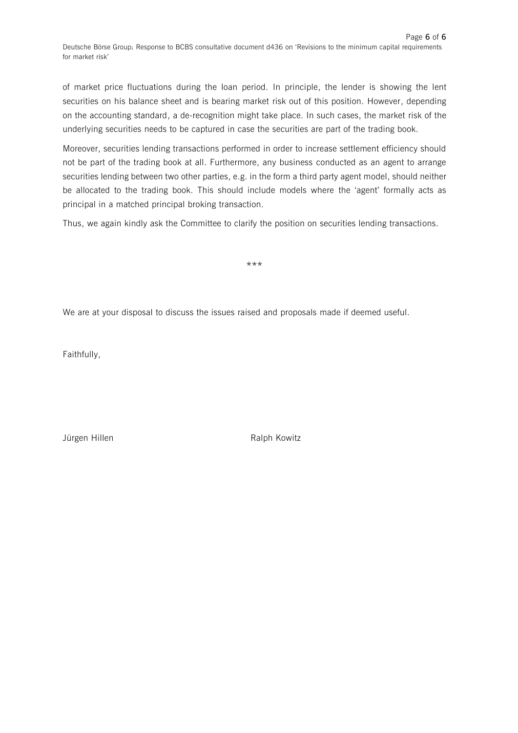of market price fluctuations during the loan period. In principle, the lender is showing the lent securities on his balance sheet and is bearing market risk out of this position. However, depending on the accounting standard, a de-recognition might take place. In such cases, the market risk of the underlying securities needs to be captured in case the securities are part of the trading book.

Moreover, securities lending transactions performed in order to increase settlement efficiency should not be part of the trading book at all. Furthermore, any business conducted as an agent to arrange securities lending between two other parties, e.g. in the form a third party agent model, should neither be allocated to the trading book. This should include models where the 'agent' formally acts as principal in a matched principal broking transaction.

Thus, we again kindly ask the Committee to clarify the position on securities lending transactions.

***

We are at your disposal to discuss the issues raised and proposals made if deemed useful.

Faithfully,

Jürgen Hillen                                    Ralph Kowitz